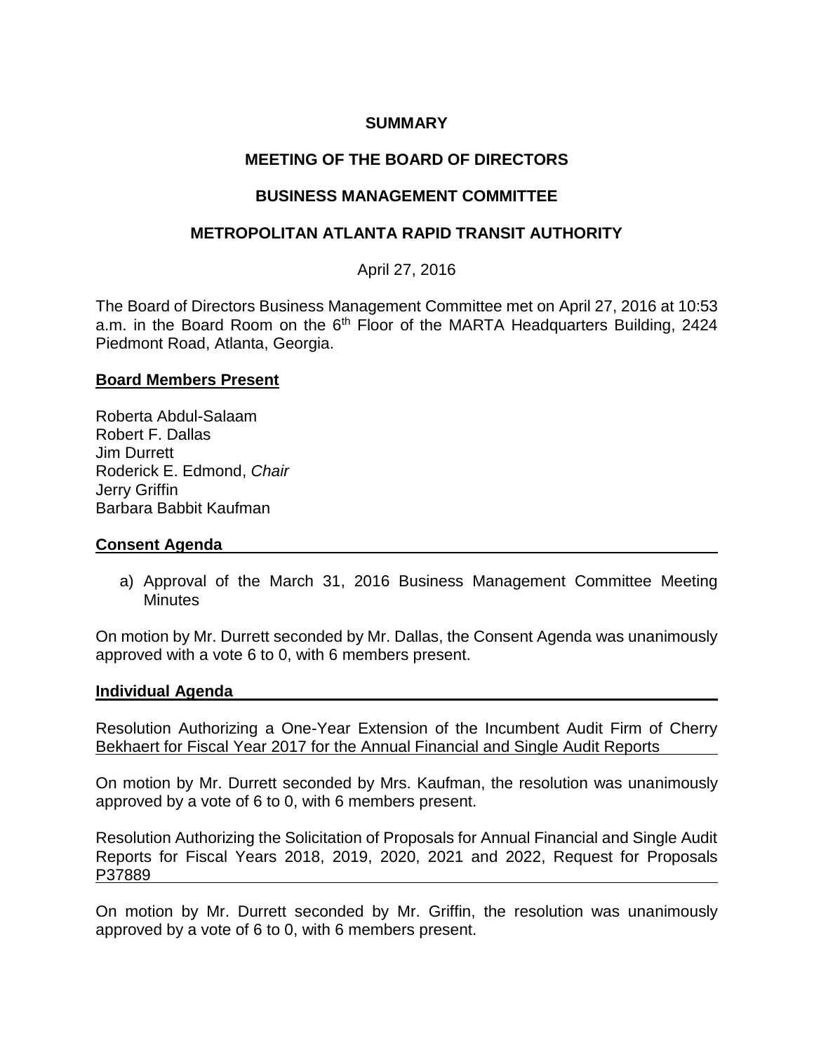**SUMMARY**

**MEETING OF THE BOARD OF DIRECTORS**

**BUSINESS MANAGEMENT COMMITTEE**

**METROPOLITAN ATLANTA RAPID TRANSIT AUTHORITY**

April 27, 2016

The Board of Directors Business Management Committee met on April 27, 2016 at 10:53 a.m. in the Board Room on the 6th Floor of the MARTA Headquarters Building, 2424 Piedmont Road, Atlanta, Georgia.

**Board Members Present**

Roberta Abdul-Salaam
Robert F. Dallas
Jim Durrett
Roderick E. Edmond, *Chair*
Jerry Griffin
Barbara Babbit Kaufman

**Consent Agenda**

a) Approval of the March 31, 2016 Business Management Committee Meeting Minutes

On motion by Mr. Durrett seconded by Mr. Dallas, the Consent Agenda was unanimously approved with a vote 6 to 0, with 6 members present.

**Individual Agenda**

Resolution Authorizing a One-Year Extension of the Incumbent Audit Firm of Cherry Bekhaert for Fiscal Year 2017 for the Annual Financial and Single Audit Reports

On motion by Mr. Durrett seconded by Mrs. Kaufman, the resolution was unanimously approved by a vote of 6 to 0, with 6 members present.

Resolution Authorizing the Solicitation of Proposals for Annual Financial and Single Audit Reports for Fiscal Years 2018, 2019, 2020, 2021 and 2022, Request for Proposals P37889

On motion by Mr. Durrett seconded by Mr. Griffin, the resolution was unanimously approved by a vote of 6 to 0, with 6 members present.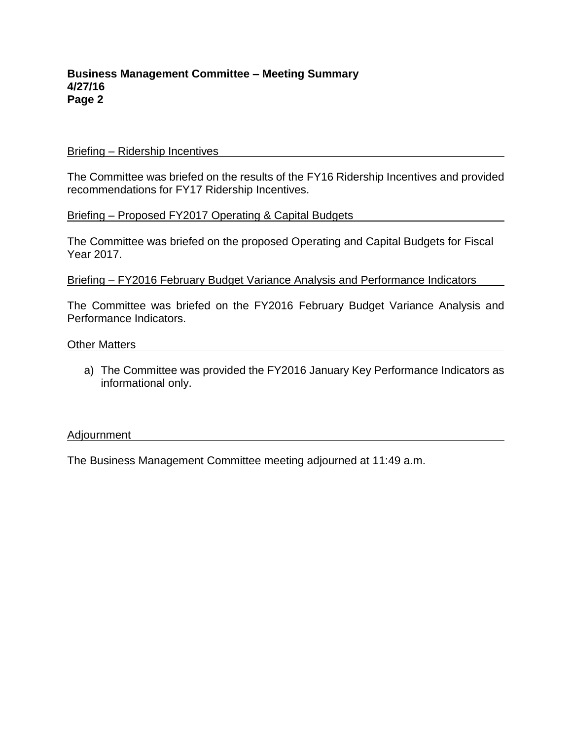Briefing – Ridership Incentives

The Committee was briefed on the results of the FY16 Ridership Incentives and provided recommendations for FY17 Ridership Incentives.

Briefing – Proposed FY2017 Operating & Capital Budgets

The Committee was briefed on the proposed Operating and Capital Budgets for Fiscal Year 2017.

Briefing – FY2016 February Budget Variance Analysis and Performance Indicators

The Committee was briefed on the FY2016 February Budget Variance Analysis and Performance Indicators.

Other Matters

a) The Committee was provided the FY2016 January Key Performance Indicators as informational only.

Adjournment

The Business Management Committee meeting adjourned at 11:49 a.m.